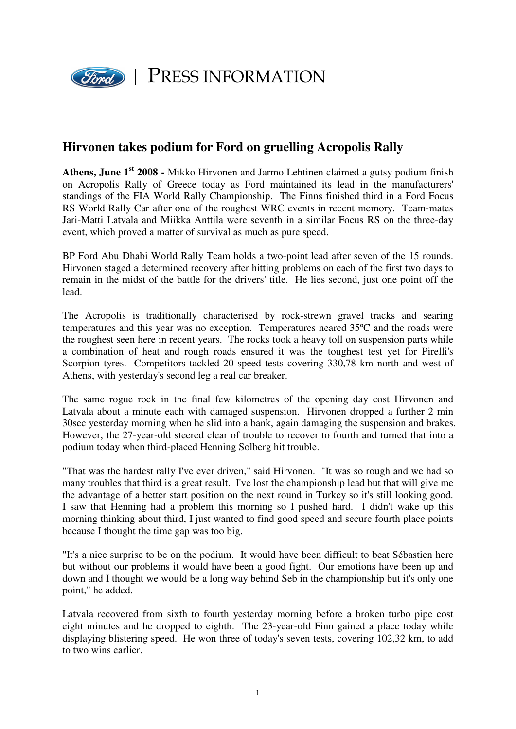PRESS INFORMATION

# Hirvonen takes podium for Ford on gruelling Acropolis Rally

**Athens, June 1st 2008 -** Mikko Hirvonen and Jarmo Lehtinen claimed a gutsy podium finish on Acropolis Rally of Greece today as Ford maintained its lead in the manufacturers' standings of the FIA World Rally Championship. The Finns finished third in a Ford Focus RS World Rally Car after one of the roughest WRC events in recent memory. Team-mates Jari-Matti Latvala and Miikka Anttila were seventh in a similar Focus RS on the three-day event, which proved a matter of survival as much as pure speed.

BP Ford Abu Dhabi World Rally Team holds a two-point lead after seven of the 15 rounds. Hirvonen staged a determined recovery after hitting problems on each of the first two days to remain in the midst of the battle for the drivers' title. He lies second, just one point off the lead.

The Acropolis is traditionally characterised by rock-strewn gravel tracks and searing temperatures and this year was no exception. Temperatures neared 35ºC and the roads were the roughest seen here in recent years. The rocks took a heavy toll on suspension parts while a combination of heat and rough roads ensured it was the toughest test yet for Pirelli's Scorpion tyres. Competitors tackled 20 speed tests covering 330,78 km north and west of Athens, with yesterday's second leg a real car breaker.

The same rogue rock in the final few kilometres of the opening day cost Hirvonen and Latvala about a minute each with damaged suspension. Hirvonen dropped a further 2 min 30sec yesterday morning when he slid into a bank, again damaging the suspension and brakes. However, the 27-year-old steered clear of trouble to recover to fourth and turned that into a podium today when third-placed Henning Solberg hit trouble.

"That was the hardest rally I've ever driven," said Hirvonen. "It was so rough and we had so many troubles that third is a great result. I've lost the championship lead but that will give me the advantage of a better start position on the next round in Turkey so it's still looking good. I saw that Henning had a problem this morning so I pushed hard. I didn't wake up this morning thinking about third, I just wanted to find good speed and secure fourth place points because I thought the time gap was too big.

"It's a nice surprise to be on the podium. It would have been difficult to beat Sébastien here but without our problems it would have been a good fight. Our emotions have been up and down and I thought we would be a long way behind Seb in the championship but it's only one point," he added.

Latvala recovered from sixth to fourth yesterday morning before a broken turbo pipe cost eight minutes and he dropped to eighth. The 23-year-old Finn gained a place today while displaying blistering speed. He won three of today's seven tests, covering 102,32 km, to add to two wins earlier.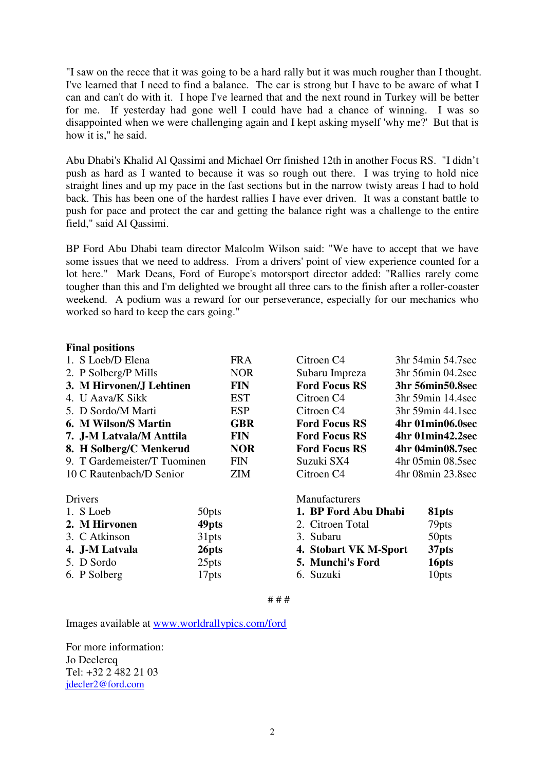"I saw on the recce that it was going to be a hard rally but it was much rougher than I thought. I've learned that I need to find a balance. The car is strong but I have to be aware of what I can and can't do with it. I hope I've learned that and the next round in Turkey will be better for me. If yesterday had gone well I could have had a chance of winning. I was so disappointed when we were challenging again and I kept asking myself 'why me?' But that is how it is," he said.

Abu Dhabi's Khalid Al Qassimi and Michael Orr finished 12th in another Focus RS. "I didn't push as hard as I wanted to because it was so rough out there. I was trying to hold nice straight lines and up my pace in the fast sections but in the narrow twisty areas I had to hold back. This has been one of the hardest rallies I have ever driven. It was a constant battle to push for pace and protect the car and getting the balance right was a challenge to the entire field," said Al Qassimi.

BP Ford Abu Dhabi team director Malcolm Wilson said: "We have to accept that we have some issues that we need to address. From a drivers' point of view experience counted for a lot here." Mark Deans, Ford of Europe's motorsport director added: "Rallies rarely come tougher than this and I'm delighted we brought all three cars to the finish after a roller-coaster weekend. A podium was a reward for our perseverance, especially for our mechanics who worked so hard to keep the cars going."

**Final positions**

| | | | |
|---|---|---|---|
| 1. S Loeb/D Elena | FRA | Citroen C4 | 3hr 54min 54.7sec |
| 2. P Solberg/P Mills | NOR | Subaru Impreza | 3hr 56min 04.2sec |
| **3. M Hirvonen/J Lehtinen** | **FIN** | **Ford Focus RS** | **3hr 56min50.8sec** |
| 4. U Aava/K Sikk | EST | Citroen C4 | 3hr 59min 14.4sec |
| 5. D Sordo/M Marti | ESP | Citroen C4 | 3hr 59min 44.1sec |
| **6. M Wilson/S Martin** | **GBR** | **Ford Focus RS** | **4hr 01min06.0sec** |
| **7. J-M Latvala/M Anttila** | **FIN** | **Ford Focus RS** | **4hr 01min42.2sec** |
| **8. H Solberg/C Menkerud** | **NOR** | **Ford Focus RS** | **4hr 04min08.7sec** |
| 9. T Gardemeister/T Tuominen | FIN | Suzuki SX4 | 4hr 05min 08.5sec |
| 10 C Rautenbach/D Senior | ZIM | Citroen C4 | 4hr 08min 23.8sec |

| Drivers | | Manufacturers | |
|---|---|---|---|
| 1. S Loeb | 50pts | **1. BP Ford Abu Dhabi** | **81pts** |
| **2. M Hirvonen** | **49pts** | 2. Citroen Total | 79pts |
| 3. C Atkinson | 31pts | 3. Subaru | 50pts |
| **4. J-M Latvala** | **26pts** | **4. Stobart VK M-Sport** | **37pts** |
| 5. D Sordo | 25pts | **5. Munchi's Ford** | **16pts** |
| 6. P Solberg | 17pts | 6. Suzuki | 10pts |

# # #

Images available at www.worldrallypics.com/ford

For more information:
Jo Declercq
Tel: +32 2 482 21 03
jdecler2@ford.com